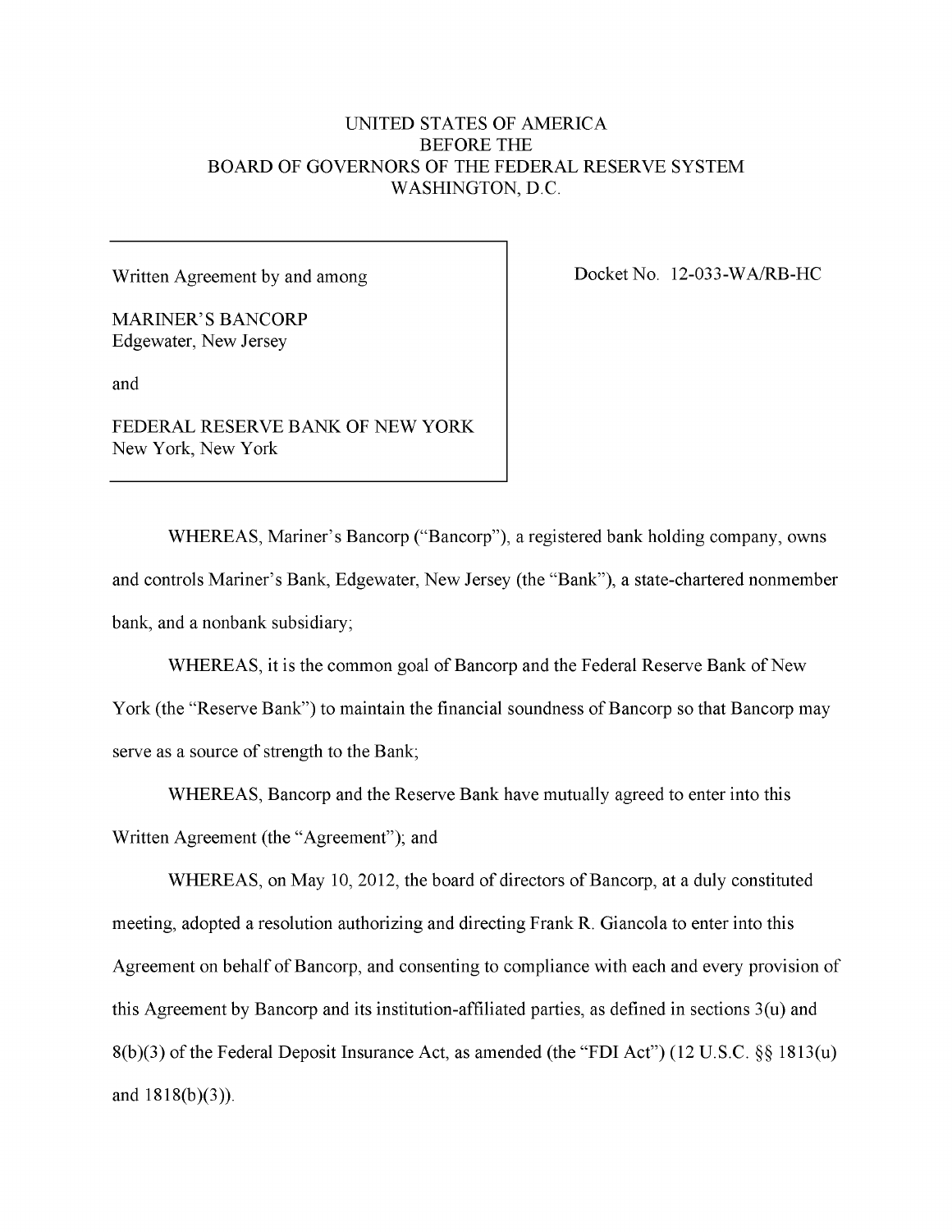UNITED STATES OF AMERICA
BEFORE THE
BOARD OF GOVERNORS OF THE FEDERAL RESERVE SYSTEM
WASHINGTON, D.C.

Written Agreement by and among

MARINER'S BANCORP
Edgewater, New Jersey

and

FEDERAL RESERVE BANK OF NEW YORK
New York, New York

Docket No. 12-033-WA/RB-HC

WHEREAS, Mariner's Bancorp ("Bancorp"), a registered bank holding company, owns and controls Mariner's Bank, Edgewater, New Jersey (the "Bank"), a state-chartered nonmember bank, and a nonbank subsidiary;

WHEREAS, it is the common goal of Bancorp and the Federal Reserve Bank of New York (the "Reserve Bank") to maintain the financial soundness of Bancorp so that Bancorp may serve as a source of strength to the Bank;

WHEREAS, Bancorp and the Reserve Bank have mutually agreed to enter into this Written Agreement (the "Agreement"); and

WHEREAS, on May 10, 2012, the board of directors of Bancorp, at a duly constituted meeting, adopted a resolution authorizing and directing Frank R. Giancola to enter into this Agreement on behalf of Bancorp, and consenting to compliance with each and every provision of this Agreement by Bancorp and its institution-affiliated parties, as defined in sections 3(u) and 8(b)(3) of the Federal Deposit Insurance Act, as amended (the "FDI Act") (12 U.S.C. §§ 1813(u) and 1818(b)(3)).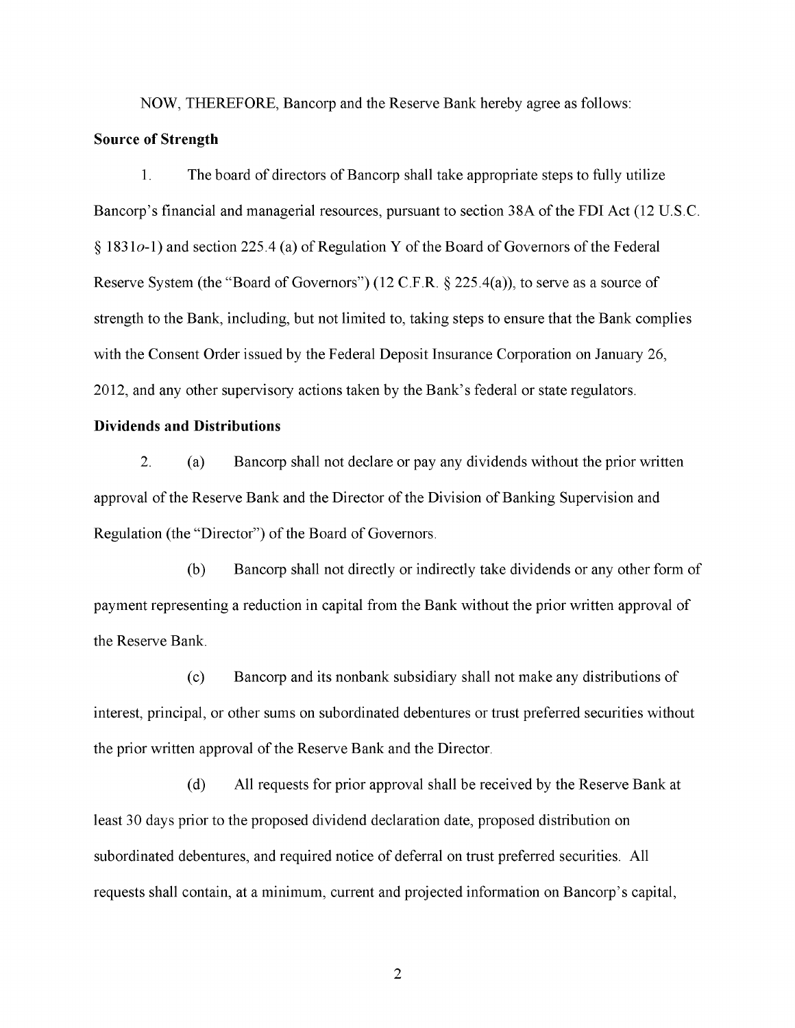NOW, THEREFORE, Bancorp and the Reserve Bank hereby agree as follows:

**Source of Strength**

1. The board of directors of Bancorp shall take appropriate steps to fully utilize Bancorp's financial and managerial resources, pursuant to section 38A of the FDI Act (12 U.S.C. § 1831*o*-1) and section 225.4 (a) of Regulation Y of the Board of Governors of the Federal Reserve System (the "Board of Governors") (12 C.F.R. § 225.4(a)), to serve as a source of strength to the Bank, including, but not limited to, taking steps to ensure that the Bank complies with the Consent Order issued by the Federal Deposit Insurance Corporation on January 26, 2012, and any other supervisory actions taken by the Bank's federal or state regulators.

**Dividends and Distributions**

2. (a) Bancorp shall not declare or pay any dividends without the prior written approval of the Reserve Bank and the Director of the Division of Banking Supervision and Regulation (the "Director") of the Board of Governors.

(b) Bancorp shall not directly or indirectly take dividends or any other form of payment representing a reduction in capital from the Bank without the prior written approval of the Reserve Bank.

(c) Bancorp and its nonbank subsidiary shall not make any distributions of interest, principal, or other sums on subordinated debentures or trust preferred securities without the prior written approval of the Reserve Bank and the Director.

(d) All requests for prior approval shall be received by the Reserve Bank at least 30 days prior to the proposed dividend declaration date, proposed distribution on subordinated debentures, and required notice of deferral on trust preferred securities. All requests shall contain, at a minimum, current and projected information on Bancorp's capital,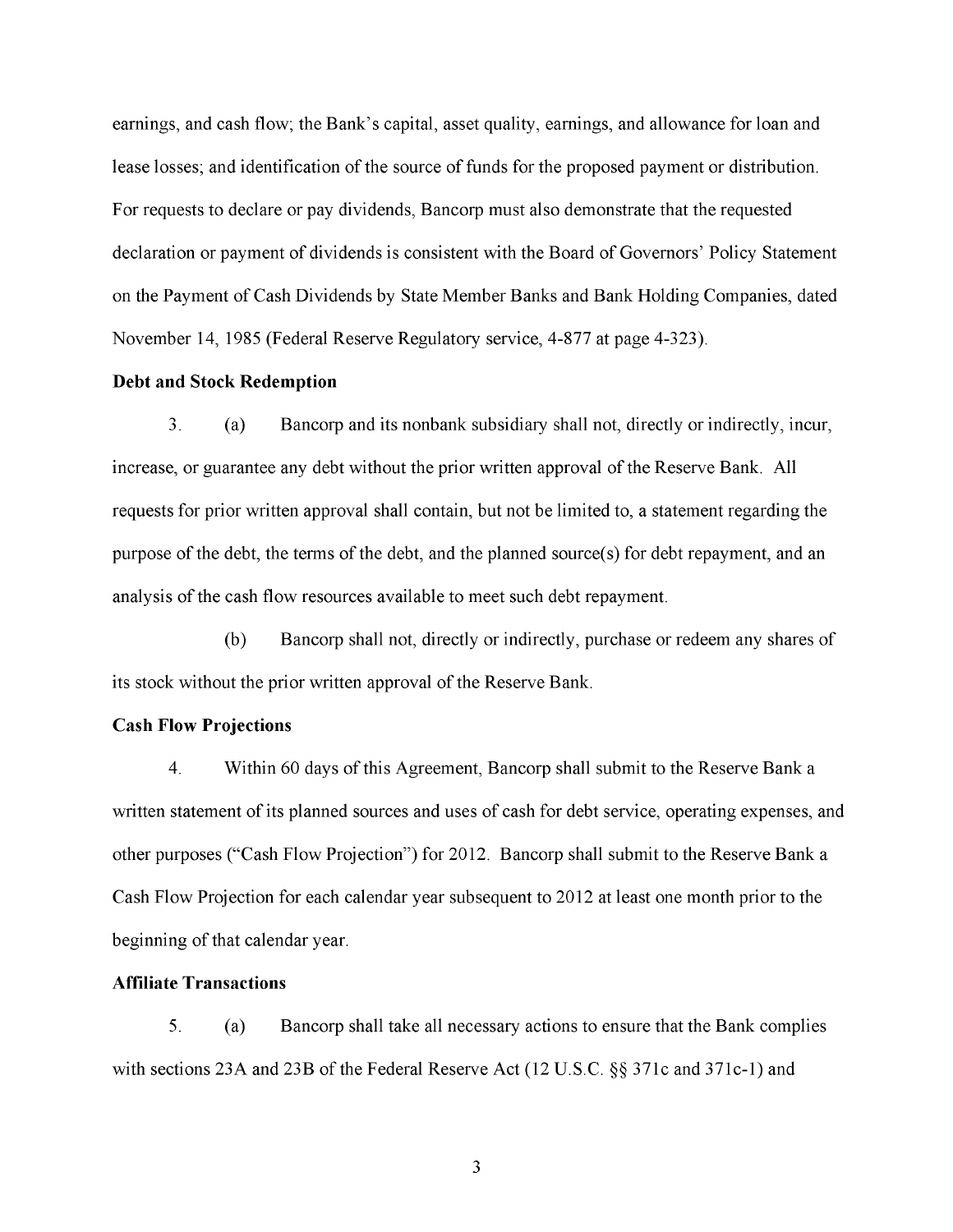earnings, and cash flow; the Bank's capital, asset quality, earnings, and allowance for loan and lease losses; and identification of the source of funds for the proposed payment or distribution. For requests to declare or pay dividends, Bancorp must also demonstrate that the requested declaration or payment of dividends is consistent with the Board of Governors' Policy Statement on the Payment of Cash Dividends by State Member Banks and Bank Holding Companies, dated November 14, 1985 (Federal Reserve Regulatory service, 4-877 at page 4-323).

**Debt and Stock Redemption**

3. (a) Bancorp and its nonbank subsidiary shall not, directly or indirectly, incur, increase, or guarantee any debt without the prior written approval of the Reserve Bank. All requests for prior written approval shall contain, but not be limited to, a statement regarding the purpose of the debt, the terms of the debt, and the planned source(s) for debt repayment, and an analysis of the cash flow resources available to meet such debt repayment.

(b) Bancorp shall not, directly or indirectly, purchase or redeem any shares of its stock without the prior written approval of the Reserve Bank.

**Cash Flow Projections**

4. Within 60 days of this Agreement, Bancorp shall submit to the Reserve Bank a written statement of its planned sources and uses of cash for debt service, operating expenses, and other purposes ("Cash Flow Projection") for 2012. Bancorp shall submit to the Reserve Bank a Cash Flow Projection for each calendar year subsequent to 2012 at least one month prior to the beginning of that calendar year.

**Affiliate Transactions**

5. (a) Bancorp shall take all necessary actions to ensure that the Bank complies with sections 23A and 23B of the Federal Reserve Act (12 U.S.C. §§ 371c and 371c-1) and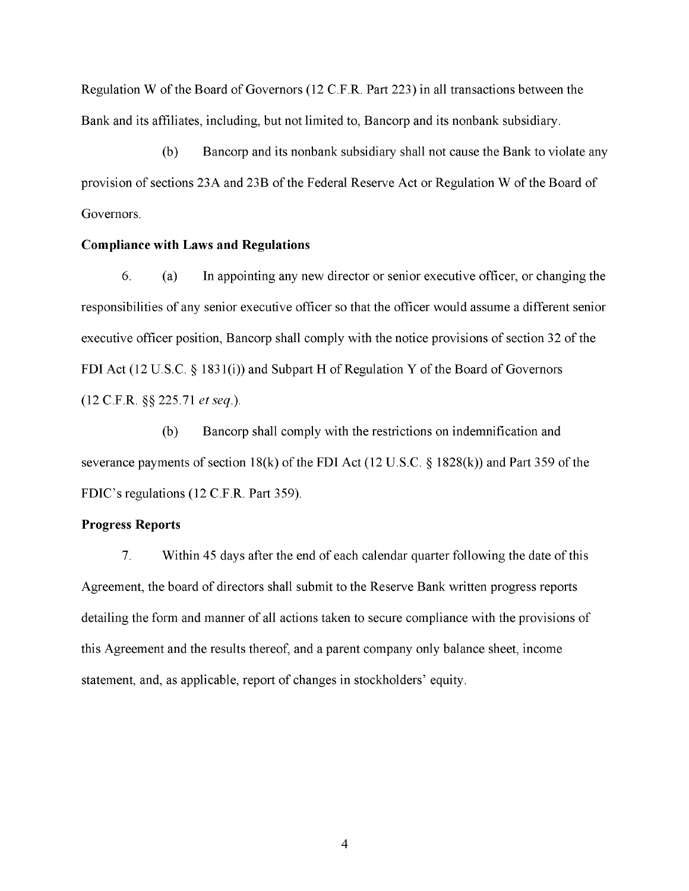Regulation W of the Board of Governors (12 C.F.R. Part 223) in all transactions between the Bank and its affiliates, including, but not limited to, Bancorp and its nonbank subsidiary.

(b) Bancorp and its nonbank subsidiary shall not cause the Bank to violate any provision of sections 23A and 23B of the Federal Reserve Act or Regulation W of the Board of Governors.

**Compliance with Laws and Regulations**

6. (a) In appointing any new director or senior executive officer, or changing the responsibilities of any senior executive officer so that the officer would assume a different senior executive officer position, Bancorp shall comply with the notice provisions of section 32 of the FDI Act (12 U.S.C. § 1831(i)) and Subpart H of Regulation Y of the Board of Governors (12 C.F.R. §§ 225.71 *et seq.*).

(b) Bancorp shall comply with the restrictions on indemnification and severance payments of section 18(k) of the FDI Act (12 U.S.C. § 1828(k)) and Part 359 of the FDIC's regulations (12 C.F.R. Part 359).

**Progress Reports**

7. Within 45 days after the end of each calendar quarter following the date of this Agreement, the board of directors shall submit to the Reserve Bank written progress reports detailing the form and manner of all actions taken to secure compliance with the provisions of this Agreement and the results thereof, and a parent company only balance sheet, income statement, and, as applicable, report of changes in stockholders' equity.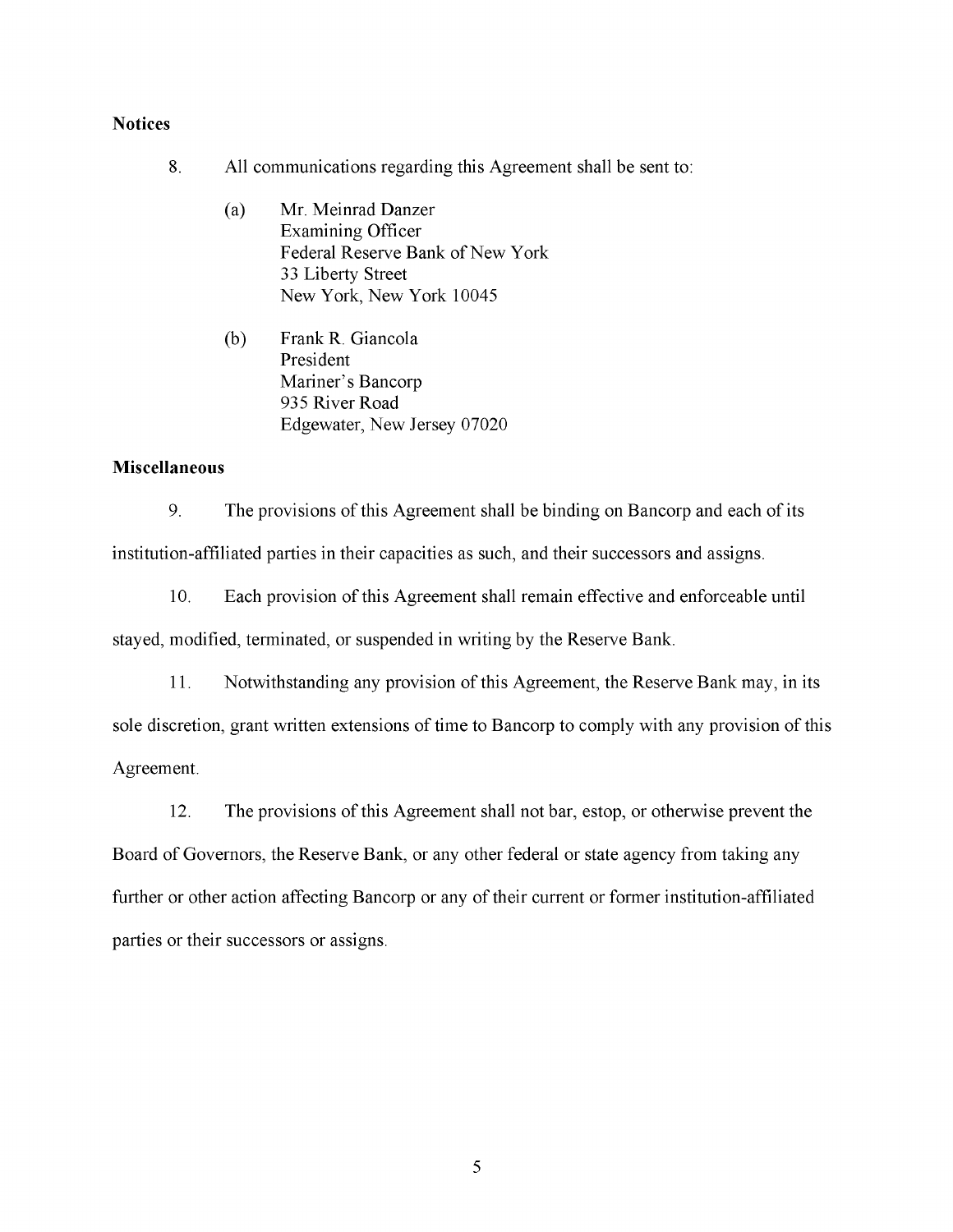**Notices**

8. All communications regarding this Agreement shall be sent to:

   (a) Mr. Meinrad Danzer
   Examining Officer
   Federal Reserve Bank of New York
   33 Liberty Street
   New York, New York 10045

   (b) Frank R. Giancola
   President
   Mariner's Bancorp
   935 River Road
   Edgewater, New Jersey 07020

**Miscellaneous**

9. The provisions of this Agreement shall be binding on Bancorp and each of its institution-affiliated parties in their capacities as such, and their successors and assigns.

10. Each provision of this Agreement shall remain effective and enforceable until stayed, modified, terminated, or suspended in writing by the Reserve Bank.

11. Notwithstanding any provision of this Agreement, the Reserve Bank may, in its sole discretion, grant written extensions of time to Bancorp to comply with any provision of this Agreement.

12. The provisions of this Agreement shall not bar, estop, or otherwise prevent the Board of Governors, the Reserve Bank, or any other federal or state agency from taking any further or other action affecting Bancorp or any of their current or former institution-affiliated parties or their successors or assigns.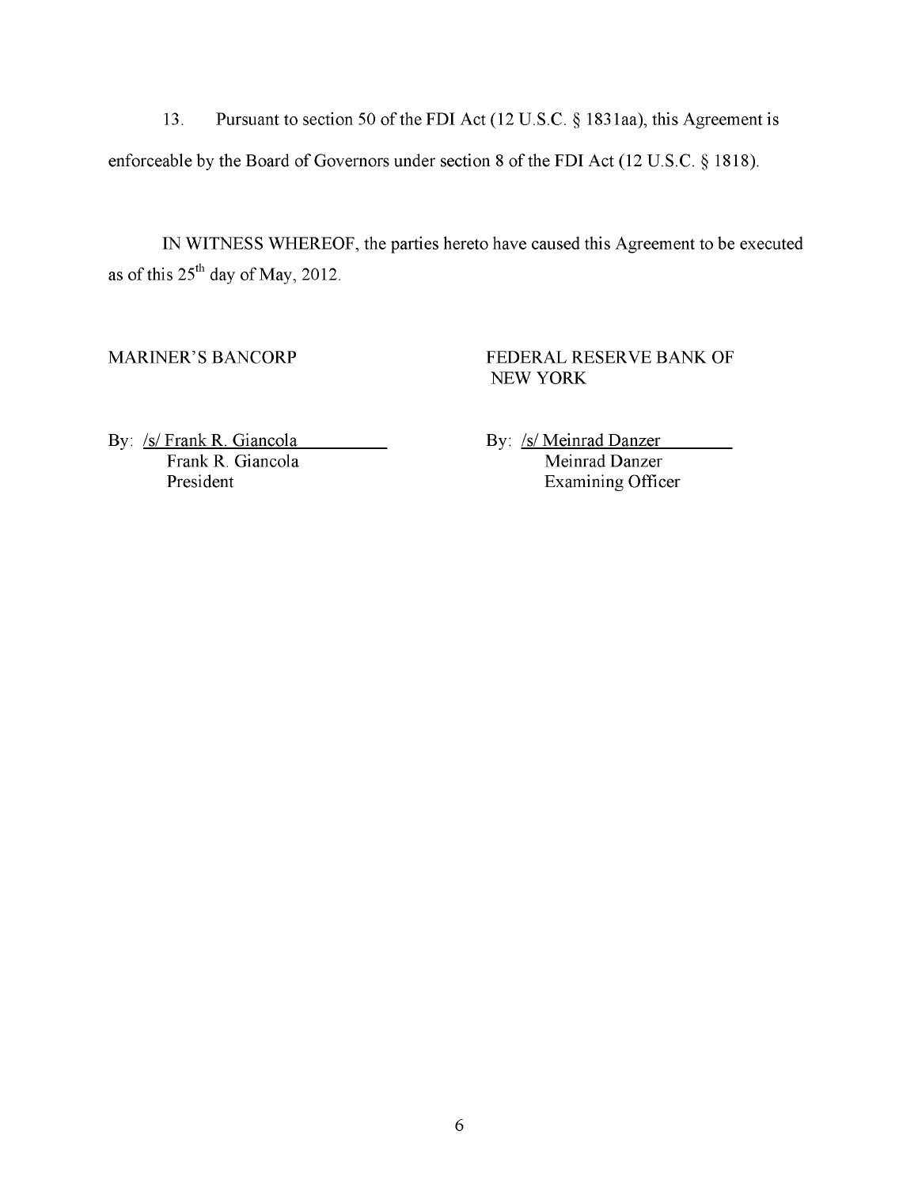13. Pursuant to section 50 of the FDI Act (12 U.S.C. § 1831aa), this Agreement is enforceable by the Board of Governors under section 8 of the FDI Act (12 U.S.C. § 1818).

IN WITNESS WHEREOF, the parties hereto have caused this Agreement to be executed as of this 25th day of May, 2012.

MARINER'S BANCORP

By: /s/ Frank R. Giancola
Frank R. Giancola
President

FEDERAL RESERVE BANK OF NEW YORK

By: /s/ Meinrad Danzer
Meinrad Danzer
Examining Officer